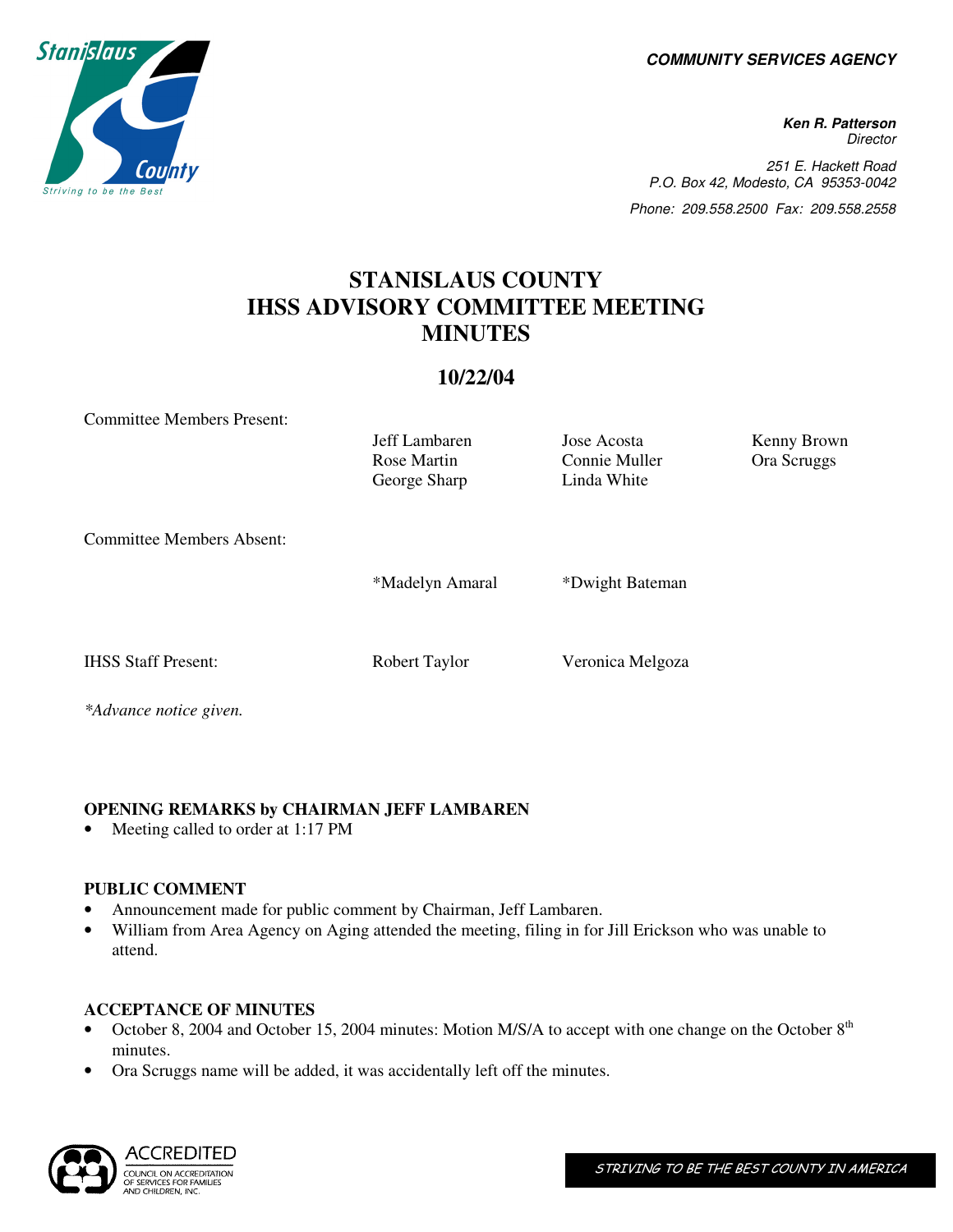**COMMUNITY SERVICES AGENCY**

***Ken R. Patterson***
*Director*

*251 E. Hackett Road*
*P.O. Box 42, Modesto, CA 95353-0042*
*Phone: 209.558.2500 Fax: 209.558.2558*

# STANISLAUS COUNTY IHSS ADVISORY COMMITTEE MEETING MINUTES

## 10/22/04

| | | | |
|---|---|---|---|
| Committee Members Present: | Jeff Lambaren | Jose Acosta | Kenny Brown |
| | Rose Martin | Connie Muller | Ora Scruggs |
| | George Sharp | Linda White | |
| Committee Members Absent: | *Madelyn Amaral | *Dwight Bateman | |
| IHSS Staff Present: | Robert Taylor | Veronica Melgoza | |

*\*Advance notice given.*

**OPENING REMARKS by CHAIRMAN JEFF LAMBAREN**

- Meeting called to order at 1:17 PM

**PUBLIC COMMENT**

- Announcement made for public comment by Chairman, Jeff Lambaren.
- William from Area Agency on Aging attended the meeting, filing in for Jill Erickson who was unable to attend.

**ACCEPTANCE OF MINUTES**

- October 8, 2004 and October 15, 2004 minutes: Motion M/S/A to accept with one change on the October 8th minutes.
- Ora Scruggs name will be added, it was accidentally left off the minutes.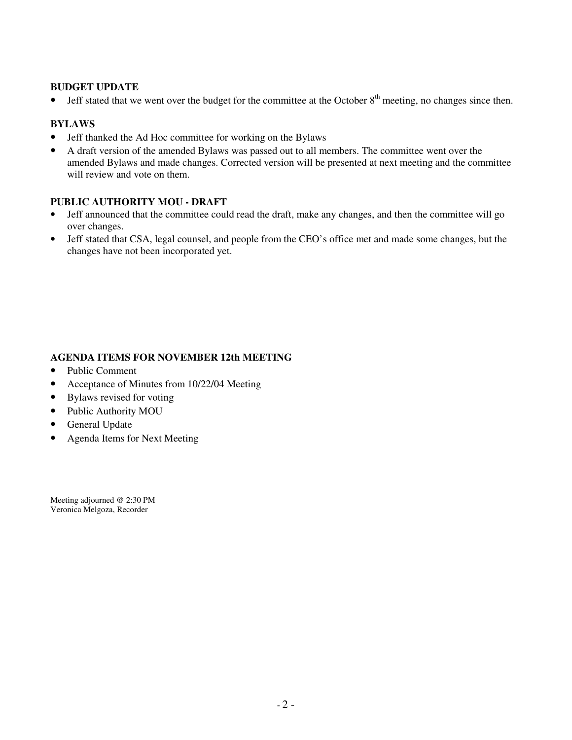**BUDGET UPDATE**

- Jeff stated that we went over the budget for the committee at the October 8th meeting, no changes since then.

**BYLAWS**

- Jeff thanked the Ad Hoc committee for working on the Bylaws
- A draft version of the amended Bylaws was passed out to all members. The committee went over the amended Bylaws and made changes. Corrected version will be presented at next meeting and the committee will review and vote on them.

**PUBLIC AUTHORITY MOU - DRAFT**

- Jeff announced that the committee could read the draft, make any changes, and then the committee will go over changes.
- Jeff stated that CSA, legal counsel, and people from the CEO's office met and made some changes, but the changes have not been incorporated yet.

**AGENDA ITEMS FOR NOVEMBER 12th MEETING**

- Public Comment
- Acceptance of Minutes from 10/22/04 Meeting
- Bylaws revised for voting
- Public Authority MOU
- General Update
- Agenda Items for Next Meeting

Meeting adjourned @ 2:30 PM
Veronica Melgoza, Recorder